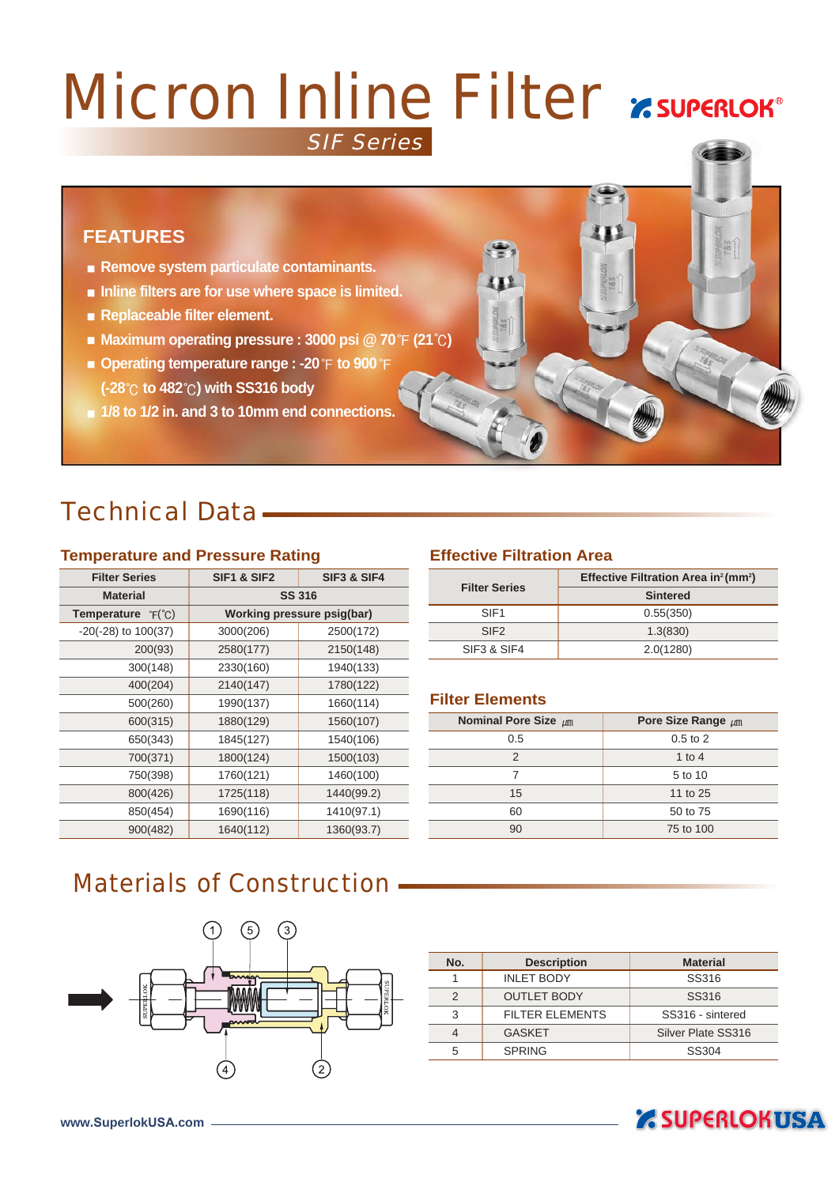# Micron Inline Filter

SIF Series

SUPERLOK®

## FEATURES

- Remove system particulate contaminants.
- Inline filters are for use where space is limited.
- Replaceable filter element.
- Maximum operating pressure : 3000 psi @ 70℉ (21℃)
- Operating temperature range : -20℉ to 900℉ (-28℃ to 482℃) with SS316 body
- 1/8 to 1/2 in. and 3 to 10mm end connections.

## Technical Data

### Temperature and Pressure Rating

| Filter Series | SIF1 & SIF2 | SIF3 & SIF4 |
|---|---|---|
| Material | SS 316 | |
| Temperature ℉(℃) | Working pressure psig(bar) | |
| -20(-28) to 100(37) | 3000(206) | 2500(172) |
| 200(93) | 2580(177) | 2150(148) |
| 300(148) | 2330(160) | 1940(133) |
| 400(204) | 2140(147) | 1780(122) |
| 500(260) | 1990(137) | 1660(114) |
| 600(315) | 1880(129) | 1560(107) |
| 650(343) | 1845(127) | 1540(106) |
| 700(371) | 1800(124) | 1500(103) |
| 750(398) | 1760(121) | 1460(100) |
| 800(426) | 1725(118) | 1440(99.2) |
| 850(454) | 1690(116) | 1410(97.1) |
| 900(482) | 1640(112) | 1360(93.7) |

### Effective Filtration Area

| Filter Series | Effective Filtration Area in²(mm²) |
|---|---|
| | Sintered |
| SIF1 | 0.55(350) |
| SIF2 | 1.3(830) |
| SIF3 & SIF4 | 2.0(1280) |

### Filter Elements

| Nominal Pore Size ㎛ | Pore Size Range ㎛ |
|---|---|
| 0.5 | 0.5 to 2 |
| 2 | 1 to 4 |
| 7 | 5 to 10 |
| 15 | 11 to 25 |
| 60 | 50 to 75 |
| 90 | 75 to 100 |

## Materials of Construction

1 5 3

4 2

| No. | Description | Material |
|---|---|---|
| 1 | INLET BODY | SS316 |
| 2 | OUTLET BODY | SS316 |
| 3 | FILTER ELEMENTS | SS316 - sintered |
| 4 | GASKET | Silver Plate SS316 |
| 5 | SPRING | SS304 |

www.SuperlokUSA.com

SUPERLOK USA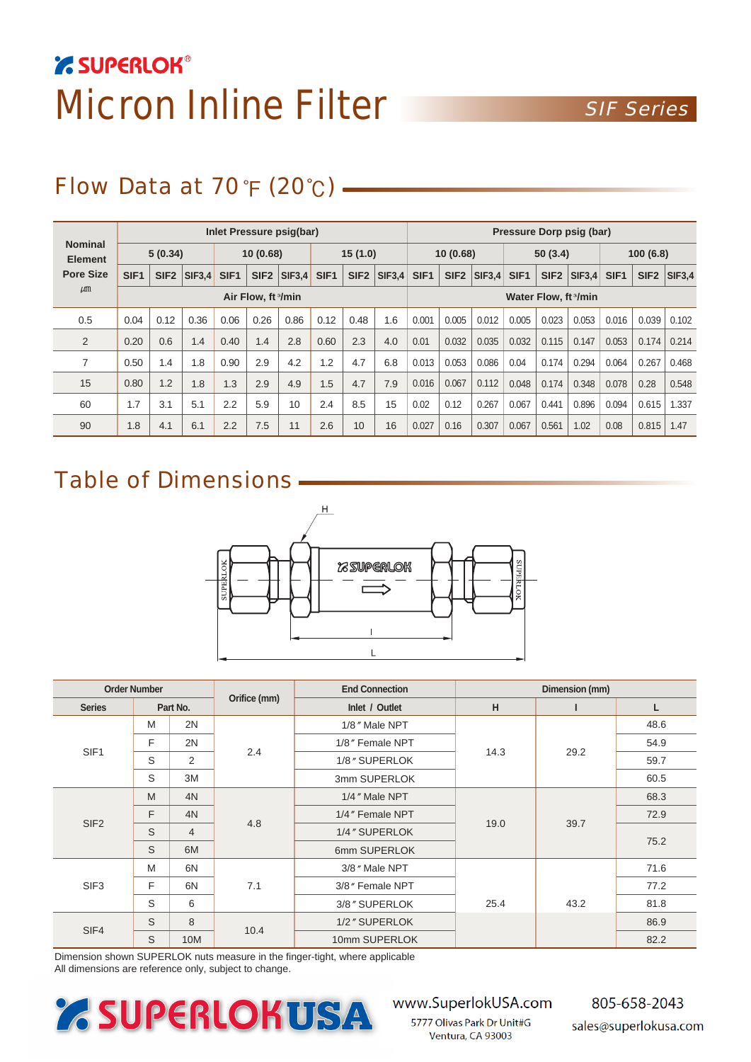SUPERLOK®

# Micron Inline Filter

*SIF Series*

## Flow Data at 70℉ (20℃)

| Nominal Element Pore Size ㎛ | Inlet Pressure psig(bar) | | | | | | | | | Pressure Dorp psig (bar) | | | | | | | | |
|---|---|---|---|---|---|---|---|---|---|---|---|---|---|---|---|---|---|---|
| | 5 (0.34) | | | 10 (0.68) | | | 15 (1.0) | | | 10 (0.68) | | | 50 (3.4) | | | 100 (6.8) | | |
| | SIF1 | SIF2 | SIF3,4 | SIF1 | SIF2 | SIF3,4 | SIF1 | SIF2 | SIF3,4 | SIF1 | SIF2 | SIF3,4 | SIF1 | SIF2 | SIF3,4 | SIF1 | SIF2 | SIF3,4 |
| | Air Flow, ft³/min | | | | | | | | | Water Flow, ft³/min | | | | | | | | |
| 0.5 | 0.04 | 0.12 | 0.36 | 0.06 | 0.26 | 0.86 | 0.12 | 0.48 | 1.6 | 0.001 | 0.005 | 0.012 | 0.005 | 0.023 | 0.053 | 0.016 | 0.039 | 0.102 |
| 2 | 0.20 | 0.6 | 1.4 | 0.40 | 1.4 | 2.8 | 0.60 | 2.3 | 4.0 | 0.01 | 0.032 | 0.035 | 0.032 | 0.115 | 0.147 | 0.053 | 0.174 | 0.214 |
| 7 | 0.50 | 1.4 | 1.8 | 0.90 | 2.9 | 4.2 | 1.2 | 4.7 | 6.8 | 0.013 | 0.053 | 0.086 | 0.04 | 0.174 | 0.294 | 0.064 | 0.267 | 0.468 |
| 15 | 0.80 | 1.2 | 1.8 | 1.3 | 2.9 | 4.9 | 1.5 | 4.7 | 7.9 | 0.016 | 0.067 | 0.112 | 0.048 | 0.174 | 0.348 | 0.078 | 0.28 | 0.548 |
| 60 | 1.7 | 3.1 | 5.1 | 2.2 | 5.9 | 10 | 2.4 | 8.5 | 15 | 0.02 | 0.12 | 0.267 | 0.067 | 0.441 | 0.896 | 0.094 | 0.615 | 1.337 |
| 90 | 1.8 | 4.1 | 6.1 | 2.2 | 7.5 | 11 | 2.6 | 10 | 16 | 0.027 | 0.16 | 0.307 | 0.067 | 0.561 | 1.02 | 0.08 | 0.815 | 1.47 |

## Table of Dimensions

H

SUPERLOK

SUPERLOK

SUPERLOK

I

L

| Order Number | | | Orifice (mm) | End Connection | Dimension (mm) | | |
|---|---|---|---|---|---|---|---|
| Series | Part No. | | | Inlet / Outlet | H | I | L |
| SIF1 | M | 2N | 2.4 | 1/8″ Male NPT | 14.3 | 29.2 | 48.6 |
| | F | 2N | | 1/8″ Female NPT | | | 54.9 |
| | S | 2 | | 1/8″ SUPERLOK | | | 59.7 |
| | S | 3M | | 3mm SUPERLOK | | | 60.5 |
| SIF2 | M | 4N | 4.8 | 1/4″ Male NPT | 19.0 | 39.7 | 68.3 |
| | F | 4N | | 1/4″ Female NPT | | | 72.9 |
| | S | 4 | | 1/4″ SUPERLOK | | | 75.2 |
| | S | 6M | | 6mm SUPERLOK | | | |
| SIF3 | M | 6N | 7.1 | 3/8″ Male NPT | 25.4 | 43.2 | 71.6 |
| | F | 6N | | 3/8″ Female NPT | | | 77.2 |
| | S | 6 | | 3/8″ SUPERLOK | | | 81.8 |
| SIF4 | S | 8 | 10.4 | 1/2″ SUPERLOK | | | 86.9 |
| | S | 10M | | 10mm SUPERLOK | | | 82.2 |

Dimension shown SUPERLOK nuts measure in the finger-tight, where applicable
All dimensions are reference only, subject to change.

SUPERLOKUSA

www.SuperlokUSA.com
5777 Olivas Park Dr Unit#G
Ventura, CA 93003

805-658-2043
sales@superlokusa.com